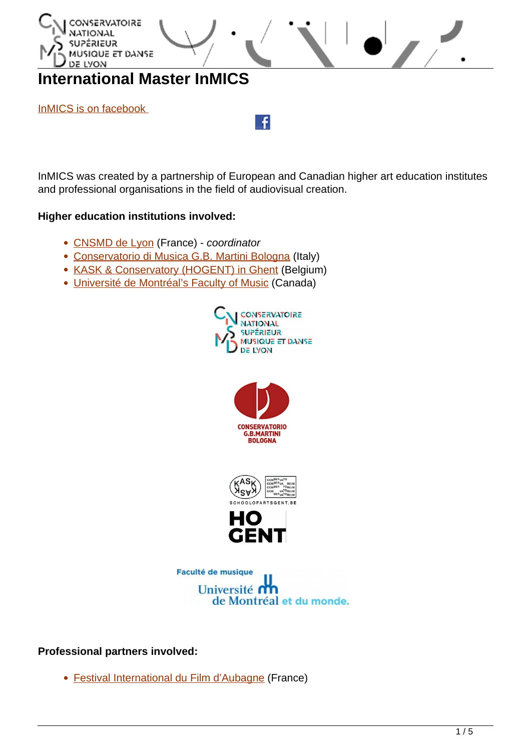# International Master InMICS

InMICS is on facebook

InMICS was created by a partnership of European and Canadian higher art education institutes and professional organisations in the field of audiovisual creation.

**Higher education institutions involved:**

- CNSMD de Lyon (France) - *coordinator*
- Conservatorio di Musica G.B. Martini Bologna (Italy)
- KASK & Conservatory (HOGENT) in Ghent (Belgium)
- Université de Montréal's Faculty of Music (Canada)

**Professional partners involved:**

- Festival International du Film d'Aubagne (France)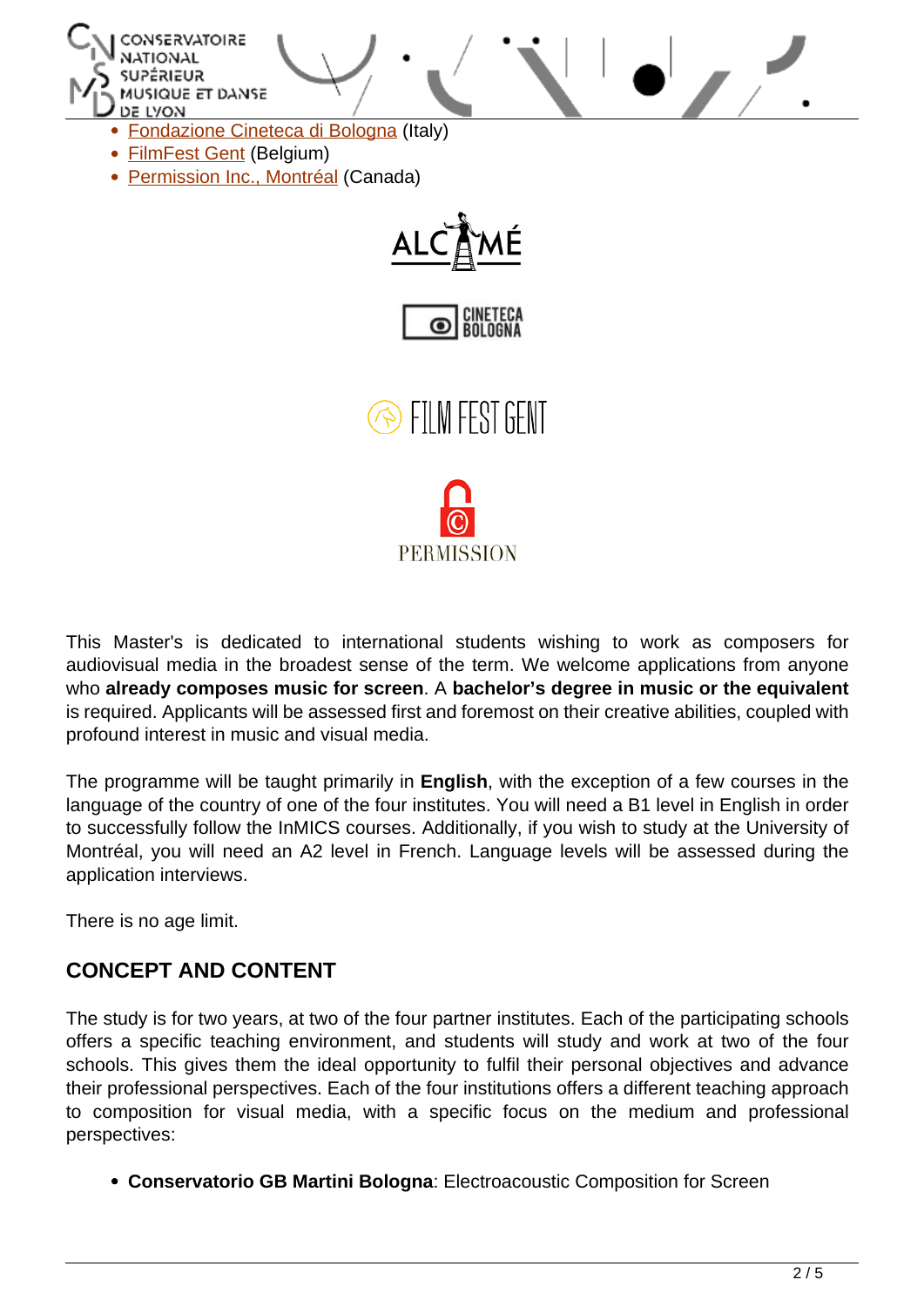- Fondazione Cineteca di Bologna (Italy)
- FilmFest Gent (Belgium)
- Permission Inc., Montréal (Canada)

This Master's is dedicated to international students wishing to work as composers for audiovisual media in the broadest sense of the term. We welcome applications from anyone who **already composes music for screen**. A **bachelor's degree in music or the equivalent** is required. Applicants will be assessed first and foremost on their creative abilities, coupled with profound interest in music and visual media.

The programme will be taught primarily in **English**, with the exception of a few courses in the language of the country of one of the four institutes. You will need a B1 level in English in order to successfully follow the InMICS courses. Additionally, if you wish to study at the University of Montréal, you will need an A2 level in French. Language levels will be assessed during the application interviews.

There is no age limit.

## CONCEPT AND CONTENT

The study is for two years, at two of the four partner institutes. Each of the participating schools offers a specific teaching environment, and students will study and work at two of the four schools. This gives them the ideal opportunity to fulfil their personal objectives and advance their professional perspectives. Each of the four institutions offers a different teaching approach to composition for visual media, with a specific focus on the medium and professional perspectives:

- **Conservatorio GB Martini Bologna**: Electroacoustic Composition for Screen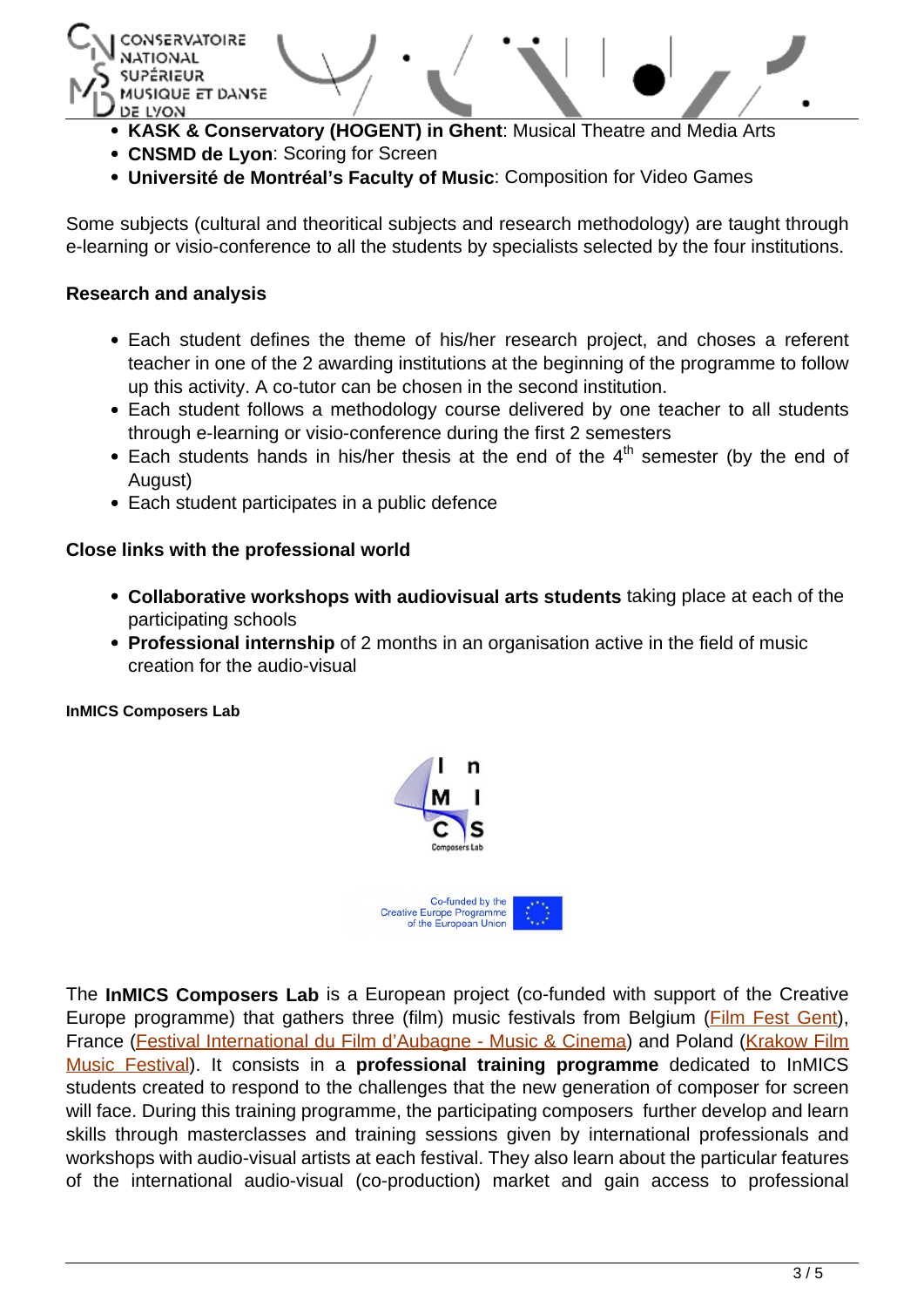- **KASK & Conservatory (HOGENT) in Ghent**: Musical Theatre and Media Arts
- **CNSMD de Lyon**: Scoring for Screen
- **Université de Montréal's Faculty of Music**: Composition for Video Games

Some subjects (cultural and theoritical subjects and research methodology) are taught through e-learning or visio-conference to all the students by specialists selected by the four institutions.

**Research and analysis**

- Each student defines the theme of his/her research project, and choses a referent teacher in one of the 2 awarding institutions at the beginning of the programme to follow up this activity. A co-tutor can be chosen in the second institution.
- Each student follows a methodology course delivered by one teacher to all students through e-learning or visio-conference during the first 2 semesters
- Each students hands in his/her thesis at the end of the 4th semester (by the end of August)
- Each student participates in a public defence

**Close links with the professional world**

- **Collaborative workshops with audiovisual arts students** taking place at each of the participating schools
- **Professional internship** of 2 months in an organisation active in the field of music creation for the audio-visual

**InMICS Composers Lab**

Co-funded by the Creative Europe Programme of the European Union

The **InMICS Composers Lab** is a European project (co-funded with support of the Creative Europe programme) that gathers three (film) music festivals from Belgium (Film Fest Gent), France (Festival International du Film d'Aubagne - Music & Cinema) and Poland (Krakow Film Music Festival). It consists in a **professional training programme** dedicated to InMICS students created to respond to the challenges that the new generation of composer for screen will face. During this training programme, the participating composers further develop and learn skills through masterclasses and training sessions given by international professionals and workshops with audio-visual artists at each festival. They also learn about the particular features of the international audio-visual (co-production) market and gain access to professional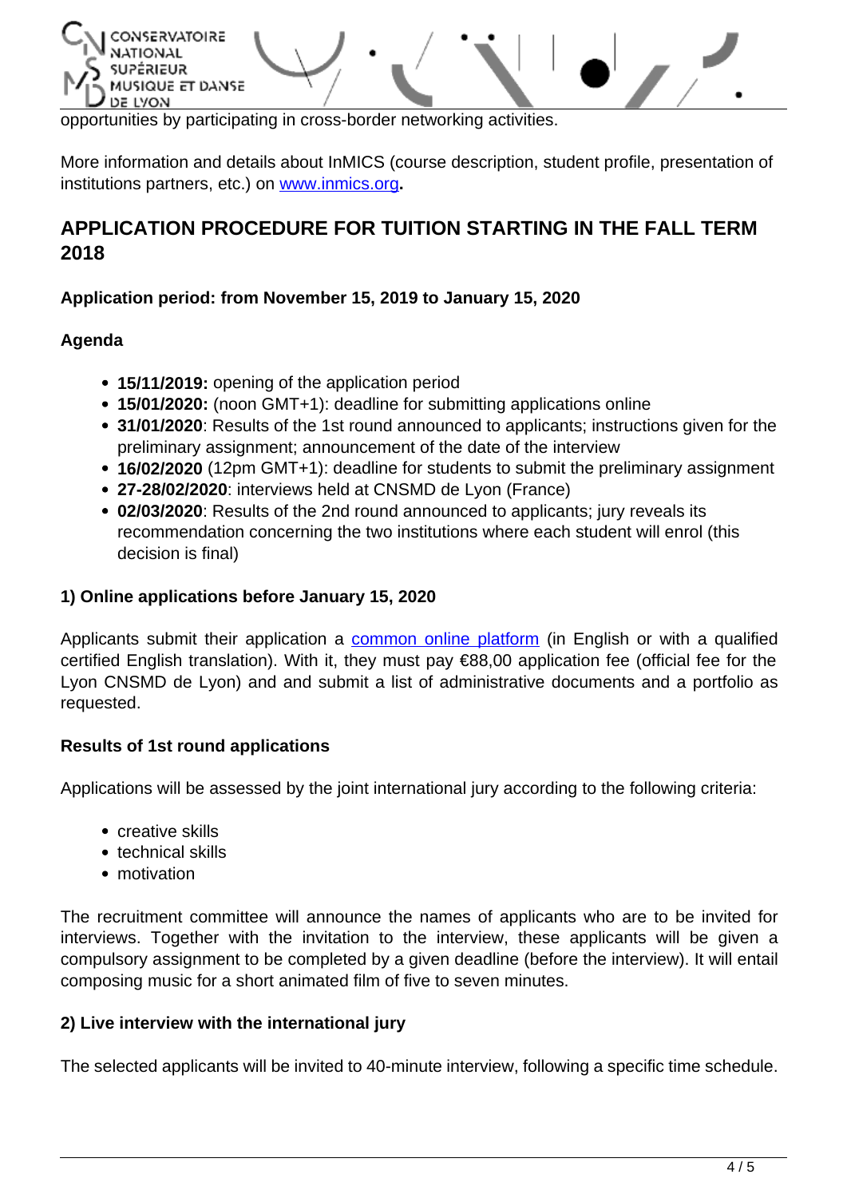opportunities by participating in cross-border networking activities.

More information and details about InMICS (course description, student profile, presentation of institutions partners, etc.) on [www.inmics.org](www.inmics.org)**.**

## APPLICATION PROCEDURE FOR TUITION STARTING IN THE FALL TERM 2018

**Application period: from November 15, 2019 to January 15, 2020**

**Agenda**

- **15/11/2019:** opening of the application period
- **15/01/2020:** (noon GMT+1): deadline for submitting applications online
- **31/01/2020**: Results of the 1st round announced to applicants; instructions given for the preliminary assignment; announcement of the date of the interview
- **16/02/2020** (12pm GMT+1): deadline for students to submit the preliminary assignment
- **27-28/02/2020**: interviews held at CNSMD de Lyon (France)
- **02/03/2020**: Results of the 2nd round announced to applicants; jury reveals its recommendation concerning the two institutions where each student will enrol (this decision is final)

**1) Online applications before January 15, 2020**

Applicants submit their application a common online platform (in English or with a qualified certified English translation). With it, they must pay €88,00 application fee (official fee for the Lyon CNSMD de Lyon) and and submit a list of administrative documents and a portfolio as requested.

**Results of 1st round applications**

Applications will be assessed by the joint international jury according to the following criteria:

- creative skills
- technical skills
- motivation

The recruitment committee will announce the names of applicants who are to be invited for interviews. Together with the invitation to the interview, these applicants will be given a compulsory assignment to be completed by a given deadline (before the interview). It will entail composing music for a short animated film of five to seven minutes.

**2) Live interview with the international jury**

The selected applicants will be invited to 40-minute interview, following a specific time schedule.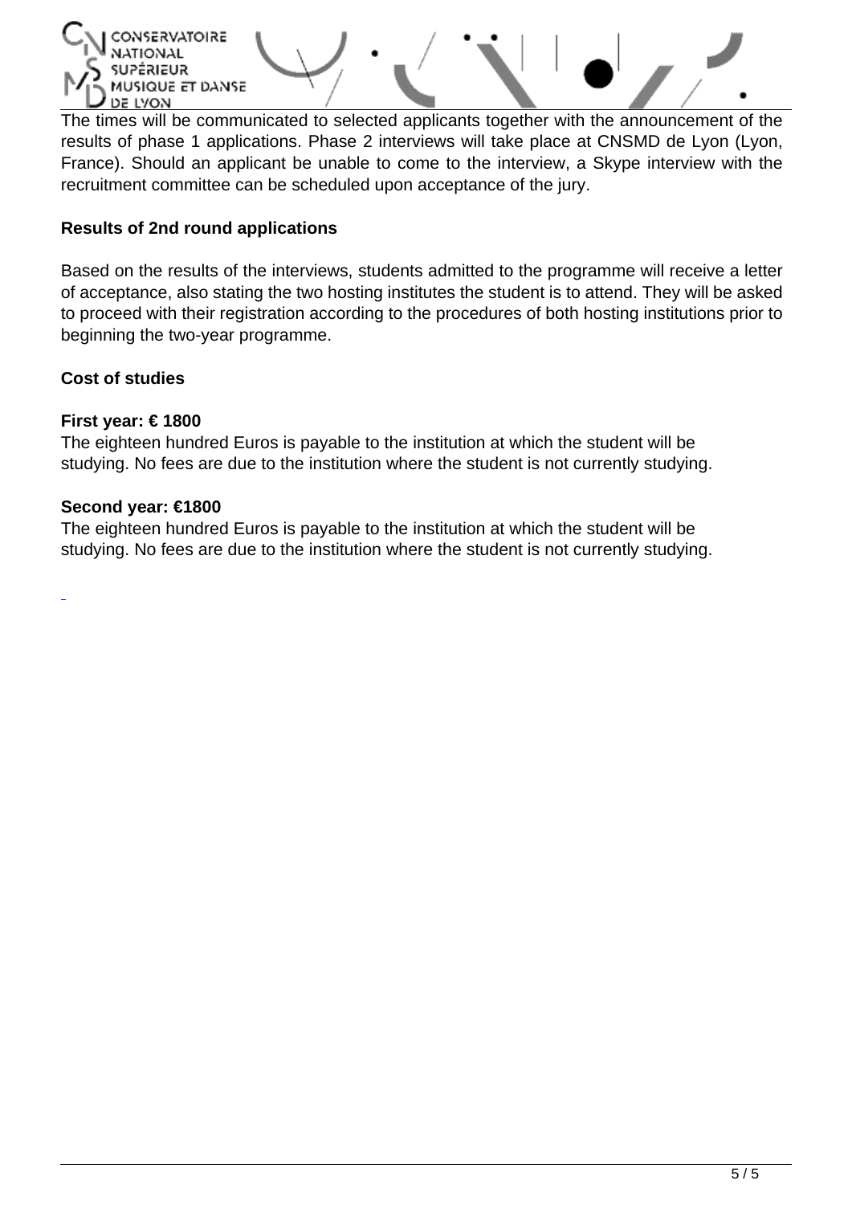The times will be communicated to selected applicants together with the announcement of the results of phase 1 applications. Phase 2 interviews will take place at CNSMD de Lyon (Lyon, France). Should an applicant be unable to come to the interview, a Skype interview with the recruitment committee can be scheduled upon acceptance of the jury.

**Results of 2nd round applications**

Based on the results of the interviews, students admitted to the programme will receive a letter of acceptance, also stating the two hosting institutes the student is to attend. They will be asked to proceed with their registration according to the procedures of both hosting institutions prior to beginning the two-year programme.

**Cost of studies**

**First year: € 1800**
The eighteen hundred Euros is payable to the institution at which the student will be studying. No fees are due to the institution where the student is not currently studying.

**Second year: €1800**
The eighteen hundred Euros is payable to the institution at which the student will be studying. No fees are due to the institution where the student is not currently studying.